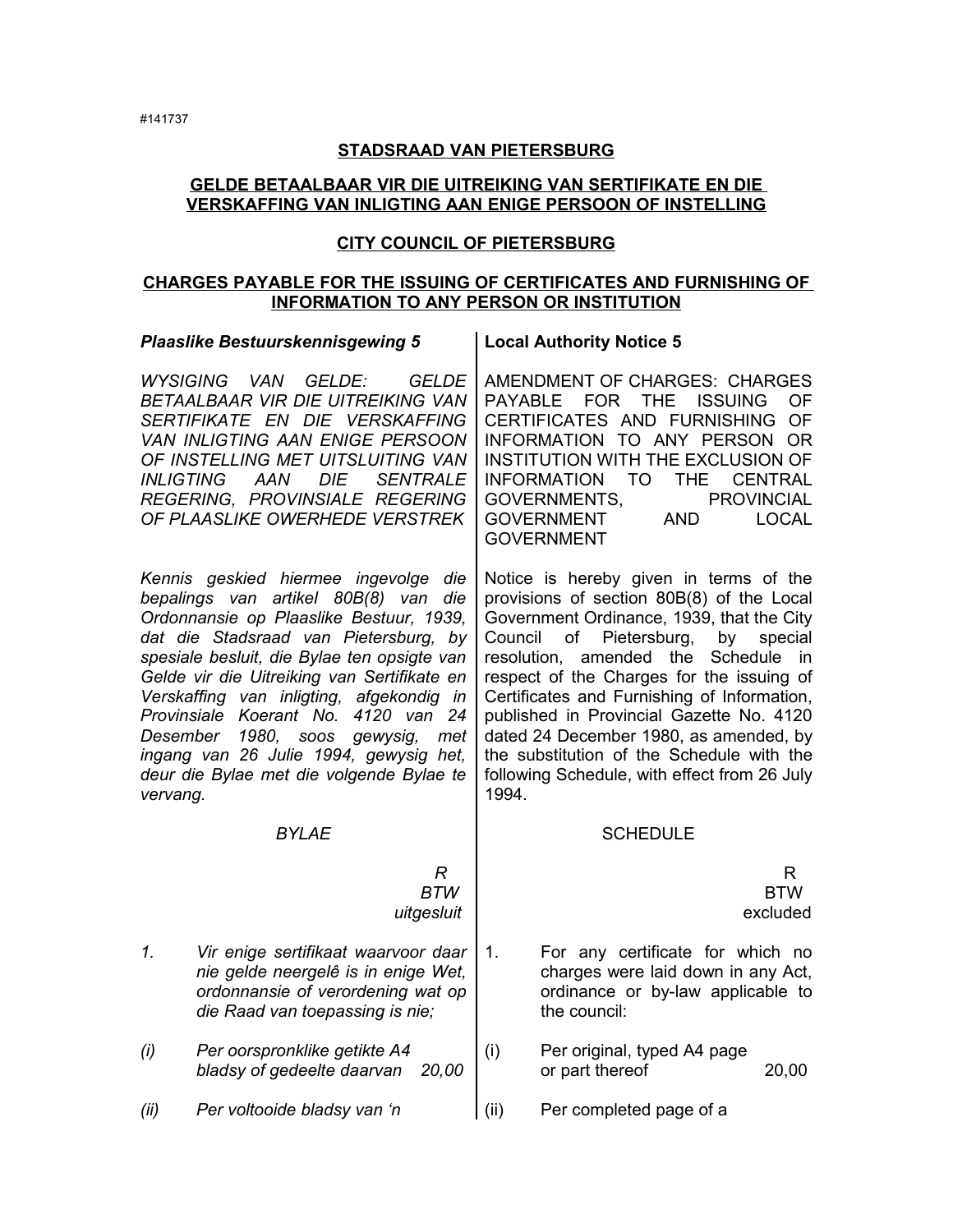#141737

## STADSRAAD VAN PIETERSBURG

## GELDE BETAALBAAR VIR DIE UITREIKING VAN SERTIFIKATE EN DIE VERSKAFFING VAN INLIGTING AAN ENIGE PERSOON OF INSTELLING

## CITY COUNCIL OF PIETERSBURG

## CHARGES PAYABLE FOR THE ISSUING OF CERTIFICATES AND FURNISHING OF INFORMATION TO ANY PERSON OR INSTITUTION

***Plaaslike Bestuurskennisgewing 5***

*WYSIGING VAN GELDE: GELDE BETAALBAAR VIR DIE UITREIKING VAN SERTIFIKATE EN DIE VERSKAFFING VAN INLIGTING AAN ENIGE PERSOON OF INSTELLING MET UITSLUITING VAN INLIGTING AAN DIE SENTRALE REGERING, PROVINSIALE REGERING OF PLAASLIKE OWERHEDE VERSTREK*

*Kennis geskied hiermee ingevolge die bepalings van artikel 80B(8) van die Ordonnansie op Plaaslike Bestuur, 1939, dat die Stadsraad van Pietersburg, by spesiale besluit, die Bylae ten opsigte van Gelde vir die Uitreiking van Sertifikate en Verskaffing van inligting, afgekondig in Provinsiale Koerant No. 4120 van 24 Desember 1980, soos gewysig, met ingang van 26 Julie 1994, gewysig het, deur die Bylae met die volgende Bylae te vervang.*

*BYLAE*

| | | *R BTW uitgesluit* |
|---|---|---|
| *1.* | *Vir enige sertifikaat waarvoor daar nie gelde neergelê is in enige Wet, ordonnansie of verordening wat op die Raad van toepassing is nie;* | |
| *(i)* | *Per oorspronklike getikte A4 bladsy of gedeelte daarvan* | *20,00* |
| *(ii)* | *Per voltooide bladsy van 'n* | |

**Local Authority Notice 5**

AMENDMENT OF CHARGES: CHARGES PAYABLE FOR THE ISSUING OF CERTIFICATES AND FURNISHING OF INFORMATION TO ANY PERSON OR INSTITUTION WITH THE EXCLUSION OF INFORMATION TO THE CENTRAL GOVERNMENTS, PROVINCIAL GOVERNMENT AND LOCAL GOVERNMENT

Notice is hereby given in terms of the provisions of section 80B(8) of the Local Government Ordinance, 1939, that the City Council of Pietersburg, by special resolution, amended the Schedule in respect of the Charges for the issuing of Certificates and Furnishing of Information, published in Provincial Gazette No. 4120 dated 24 December 1980, as amended, by the substitution of the Schedule with the following Schedule, with effect from 26 July 1994.

SCHEDULE

| | | R BTW excluded |
|---|---|---|
| 1. | For any certificate for which no charges were laid down in any Act, ordinance or by-law applicable to the council: | |
| (i) | Per original, typed A4 page or part thereof | 20,00 |
| (ii) | Per completed page of a | |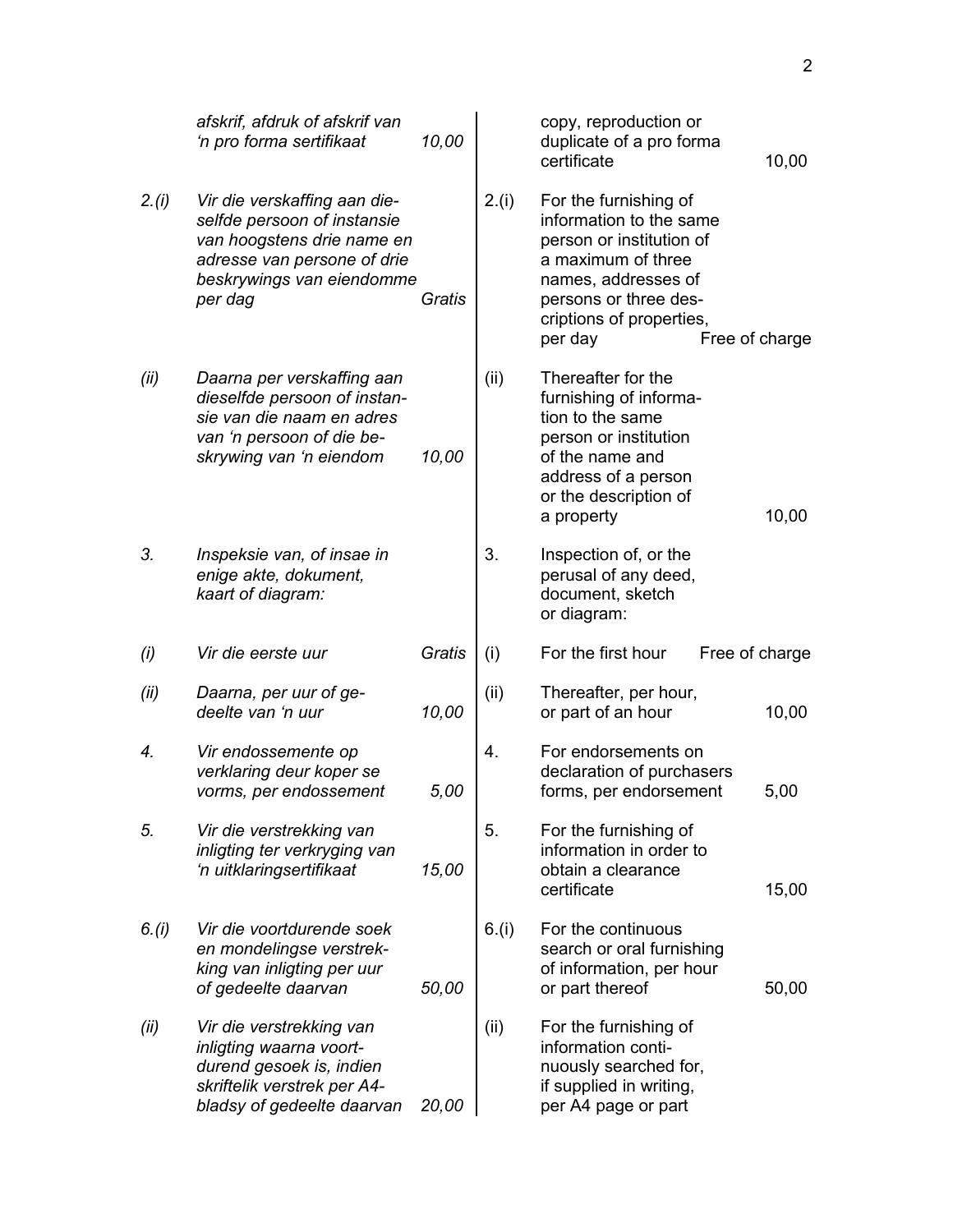| | | | | | |
|---|---|---|---|---|---|
| | *afskrif, afdruk of afskrif van 'n pro forma sertifikaat* | *10,00* | | copy, reproduction or duplicate of a pro forma certificate | 10,00 |
| *2.(i)* | *Vir die verskaffing aan dieselfde persoon of instansie van hoogstens drie name en adresse van persone of drie beskrywings van eiendomme per dag* | *Gratis* | 2.(i) | For the furnishing of information to the same person or institution of a maximum of three names, addresses of persons or three descriptions of properties, per day | Free of charge |
| *(ii)* | *Daarna per verskaffing aan dieselfde persoon of instansie van die naam en adres van 'n persoon of die beskrywing van 'n eiendom* | *10,00* | (ii) | Thereafter for the furnishing of information to the same person or institution of the name and address of a person or the description of a property | 10,00 |
| *3.* | *Inspeksie van, of insae in enige akte, dokument, kaart of diagram:* | | 3. | Inspection of, or the perusal of any deed, document, sketch or diagram: | |
| *(i)* | *Vir die eerste uur* | *Gratis* | (i) | For the first hour | Free of charge |
| *(ii)* | *Daarna, per uur of gedeelte van 'n uur* | *10,00* | (ii) | Thereafter, per hour, or part of an hour | 10,00 |
| *4.* | *Vir endossemente op verklaring deur koper se vorms, per endossement* | *5,00* | 4. | For endorsements on declaration of purchasers forms, per endorsement | 5,00 |
| *5.* | *Vir die verstrekking van inligting ter verkryging van 'n uitklaringsertifikaat* | *15,00* | 5. | For the furnishing of information in order to obtain a clearance certificate | 15,00 |
| *6.(i)* | *Vir die voortdurende soek en mondelingse verstrekking van inligting per uur of gedeelte daarvan* | *50,00* | 6.(i) | For the continuous search or oral furnishing of information, per hour or part thereof | 50,00 |
| *(ii)* | *Vir die verstrekking van inligting waarna voortdurend gesoek is, indien skriftelik verstrek per A4-bladsy of gedeelte daarvan* | *20,00* | (ii) | For the furnishing of information continuously searched for, if supplied in writing, per A4 page or part | |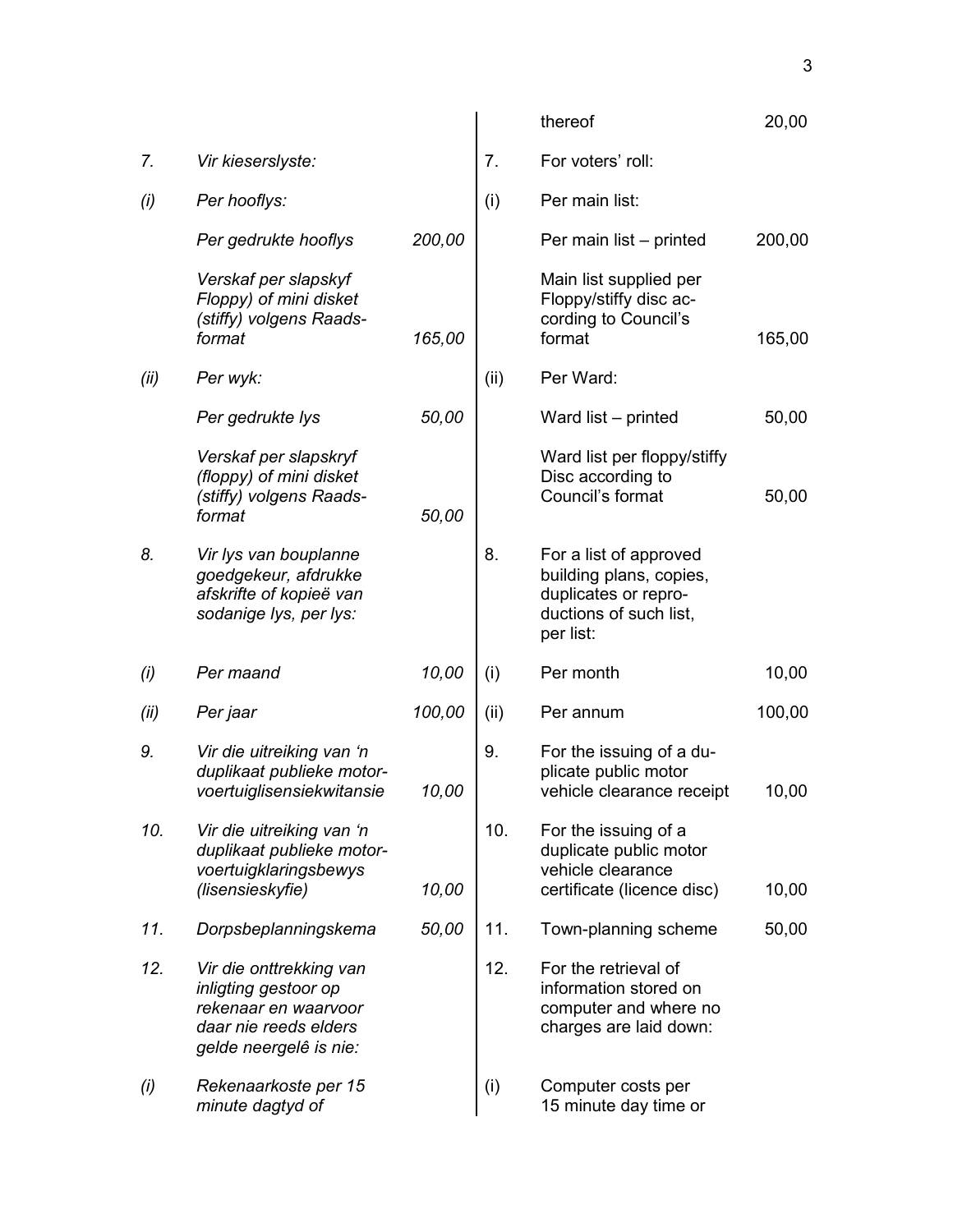| | | | | | |
|---|---|---|---|---|---|
| | | | | thereof | 20,00 |
| *7.* | *Vir kieserslyste:* | | 7. | For voters' roll: | |
| *(i)* | *Per hooflys:* | | (i) | Per main list: | |
| | *Per gedrukte hooflys* | *200,00* | | Per main list – printed | 200,00 |
| | *Verskaf per slapskyf Floppy) of mini disket (stiffy) volgens Raads-format* | *165,00* | | Main list supplied per Floppy/stiffy disc according to Council's format | 165,00 |
| *(ii)* | *Per wyk:* | | (ii) | Per Ward: | |
| | *Per gedrukte lys* | *50,00* | | Ward list – printed | 50,00 |
| | *Verskaf per slapskryf (floppy) of mini disket (stiffy) volgens Raads-format* | *50,00* | | Ward list per floppy/stiffy Disc according to Council's format | 50,00 |
| *8.* | *Vir lys van bouplanne goedgekeur, afdrukke afskrifte of kopieë van sodanige lys, per lys:* | | 8. | For a list of approved building plans, copies, duplicates or reproductions of such list, per list: | |
| *(i)* | *Per maand* | *10,00* | (i) | Per month | 10,00 |
| *(ii)* | *Per jaar* | *100,00* | (ii) | Per annum | 100,00 |
| *9.* | *Vir die uitreiking van 'n duplikaat publieke motorvoertuiglisensiekwitansie* | *10,00* | 9. | For the issuing of a duplicate public motor vehicle clearance receipt | 10,00 |
| *10.* | *Vir die uitreiking van 'n duplikaat publieke motorvoertuigklaringsbewys (lisensieskyfie)* | *10,00* | 10. | For the issuing of a duplicate public motor vehicle clearance certificate (licence disc) | 10,00 |
| *11.* | *Dorpsbeplanningskema* | *50,00* | 11. | Town-planning scheme | 50,00 |
| *12.* | *Vir die onttrekking van inligting gestoor op rekenaar en waarvoor daar nie reeds elders gelde neergelê is nie:* | | 12. | For the retrieval of information stored on computer and where no charges are laid down: | |
| *(i)* | *Rekenaarkoste per 15 minute dagtyd of* | | (i) | Computer costs per 15 minute day time or | |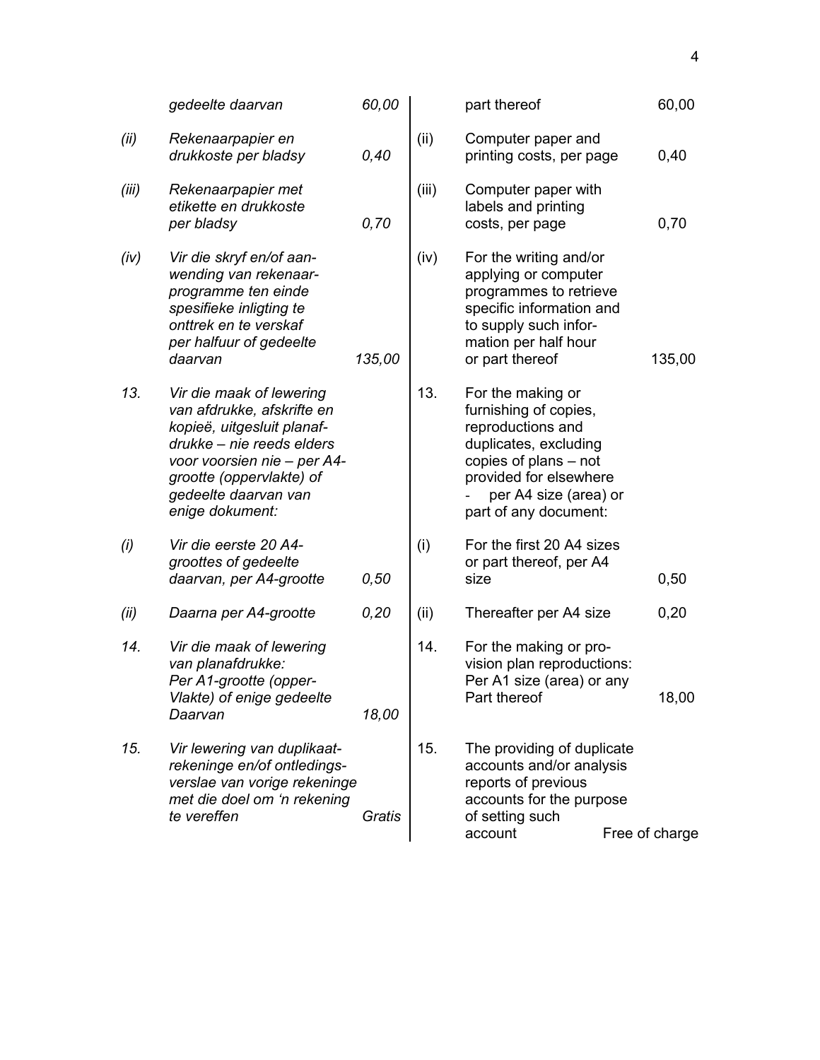| | | | | | |
|---|---|---|---|---|---|
| | *gedeelte daarvan* | *60,00* | | part thereof | 60,00 |
| *(ii)* | *Rekenaarpapier en drukkoste per bladsy* | *0,40* | (ii) | Computer paper and printing costs, per page | 0,40 |
| *(iii)* | *Rekenaarpapier met etikette en drukkoste per bladsy* | *0,70* | (iii) | Computer paper with labels and printing costs, per page | 0,70 |
| *(iv)* | *Vir die skryf en/of aanwending van rekenaarprogramme ten einde spesifieke inligting te onttrek en te verskaf per halfuur of gedeelte daarvan* | *135,00* | (iv) | For the writing and/or applying or computer programmes to retrieve specific information and to supply such information per half hour or part thereof | 135,00 |
| *13.* | *Vir die maak of lewering van afdrukke, afskrifte en kopieë, uitgesluit planafdrukke – nie reeds elders voor voorsien nie – per A4-grootte (oppervlakte) of gedeelte daarvan van enige dokument:* | | 13. | For the making or furnishing of copies, reproductions and duplicates, excluding copies of plans – not provided for elsewhere - per A4 size (area) or part of any document: | |
| *(i)* | *Vir die eerste 20 A4-groottes of gedeelte daarvan, per A4-grootte* | *0,50* | (i) | For the first 20 A4 sizes or part thereof, per A4 size | 0,50 |
| *(ii)* | *Daarna per A4-grootte* | *0,20* | (ii) | Thereafter per A4 size | 0,20 |
| *14.* | *Vir die maak of lewering van planafdrukke: Per A1-grootte (opper-Vlakte) of enige gedeelte Daarvan* | *18,00* | 14. | For the making or provision plan reproductions: Per A1 size (area) or any Part thereof | 18,00 |
| *15.* | *Vir lewering van duplikaatrekeninge en/of ontledingsverslae van vorige rekeninge met die doel om 'n rekening te vereffen* | *Gratis* | 15. | The providing of duplicate accounts and/or analysis reports of previous accounts for the purpose of setting such account | Free of charge |